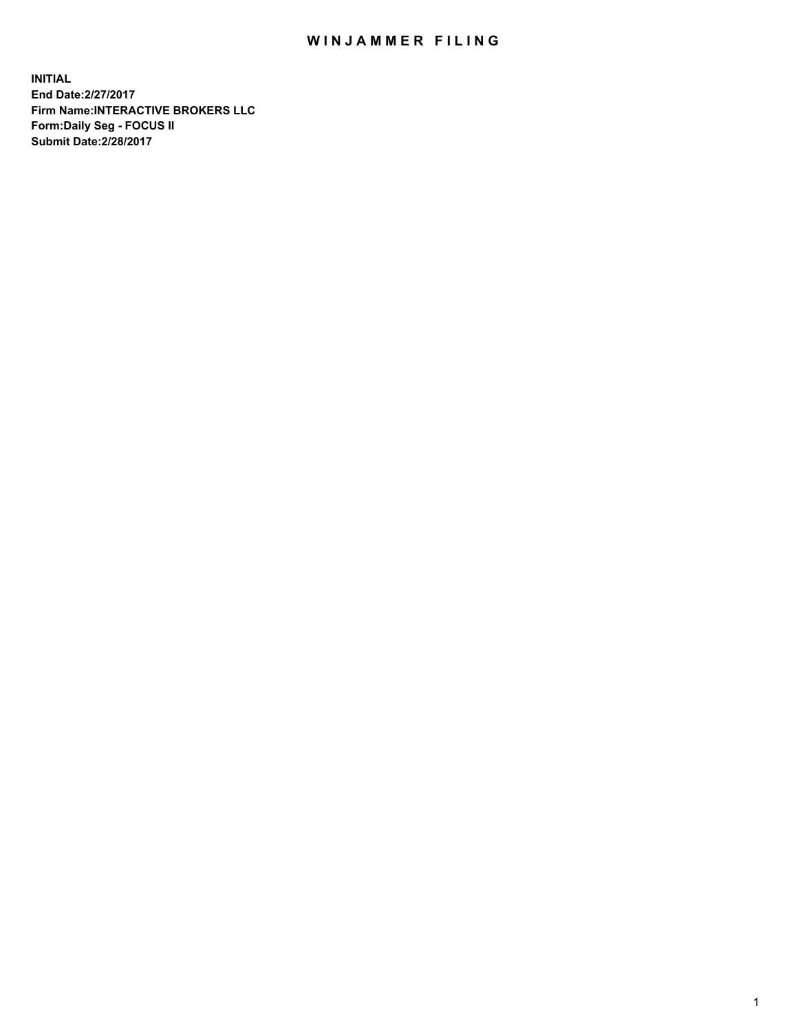# WINJAMMER FILING

**INITIAL**
**End Date:2/27/2017**
**Firm Name:INTERACTIVE BROKERS LLC**
**Form:Daily Seg - FOCUS II**
**Submit Date:2/28/2017**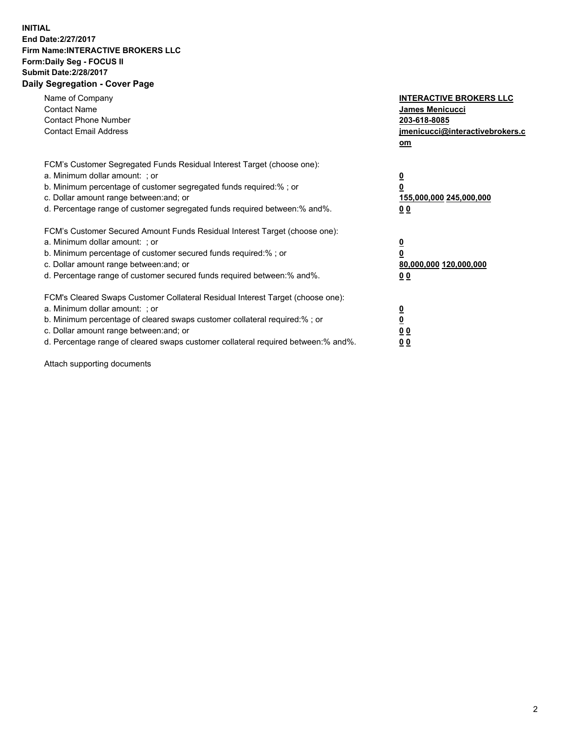**INITIAL**
**End Date:2/27/2017**
**Firm Name:INTERACTIVE BROKERS LLC**
**Form:Daily Seg - FOCUS II**
**Submit Date:2/28/2017**

## Daily Segregation - Cover Page

| | |
|---|---|
| Name of Company | **INTERACTIVE BROKERS LLC** |
| Contact Name | **James Menicucci** |
| Contact Phone Number | **203-618-8085** |
| Contact Email Address | **jmenicucci@interactivebrokers.com** |

FCM's Customer Segregated Funds Residual Interest Target (choose one):

| | |
|---|---|
| a. Minimum dollar amount: ; or | **0** |
| b. Minimum percentage of customer segregated funds required:% ; or | **0** |
| c. Dollar amount range between:and; or | **155,000,000 245,000,000** |
| d. Percentage range of customer segregated funds required between:% and%. | **0 0** |

FCM's Customer Secured Amount Funds Residual Interest Target (choose one):

| | |
|---|---|
| a. Minimum dollar amount: ; or | **0** |
| b. Minimum percentage of customer secured funds required:% ; or | **0** |
| c. Dollar amount range between:and; or | **80,000,000 120,000,000** |
| d. Percentage range of customer secured funds required between:% and%. | **0 0** |

FCM's Cleared Swaps Customer Collateral Residual Interest Target (choose one):

| | |
|---|---|
| a. Minimum dollar amount: ; or | **0** |
| b. Minimum percentage of cleared swaps customer collateral required:% ; or | **0** |
| c. Dollar amount range between:and; or | **0 0** |
| d. Percentage range of cleared swaps customer collateral required between:% and%. | **0 0** |

Attach supporting documents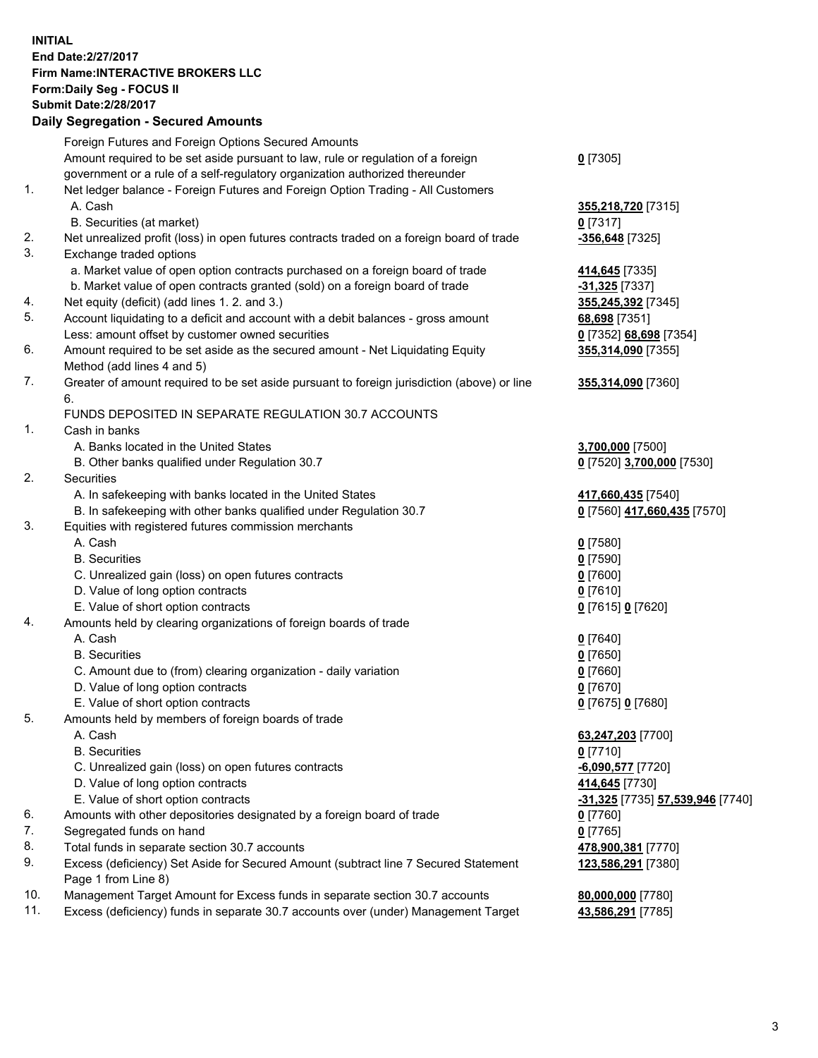**INITIAL**
**End Date:2/27/2017**
**Firm Name:INTERACTIVE BROKERS LLC**
**Form:Daily Seg - FOCUS II**
**Submit Date:2/28/2017**
**Daily Segregation - Secured Amounts**

| | | |
|---|---|---|
| | Foreign Futures and Foreign Options Secured Amounts | |
| | Amount required to be set aside pursuant to law, rule or regulation of a foreign government or a rule of a self-regulatory organization authorized thereunder | **0** [7305] |
| 1. | Net ledger balance - Foreign Futures and Foreign Option Trading - All Customers | |
| | A. Cash | **355,218,720** [7315] |
| | B. Securities (at market) | **0** [7317] |
| 2. | Net unrealized profit (loss) in open futures contracts traded on a foreign board of trade | **-356,648** [7325] |
| 3. | Exchange traded options | |
| | a. Market value of open option contracts purchased on a foreign board of trade | **414,645** [7335] |
| | b. Market value of open contracts granted (sold) on a foreign board of trade | **-31,325** [7337] |
| 4. | Net equity (deficit) (add lines 1. 2. and 3.) | **355,245,392** [7345] |
| 5. | Account liquidating to a deficit and account with a debit balances - gross amount | **68,698** [7351] |
| | Less: amount offset by customer owned securities | **0** [7352] **68,698** [7354] |
| 6. | Amount required to be set aside as the secured amount - Net Liquidating Equity Method (add lines 4 and 5) | **355,314,090** [7355] |
| 7. | Greater of amount required to be set aside pursuant to foreign jurisdiction (above) or line 6. | **355,314,090** [7360] |
| | FUNDS DEPOSITED IN SEPARATE REGULATION 30.7 ACCOUNTS | |
| 1. | Cash in banks | |
| | A. Banks located in the United States | **3,700,000** [7500] |
| | B. Other banks qualified under Regulation 30.7 | **0** [7520] **3,700,000** [7530] |
| 2. | Securities | |
| | A. In safekeeping with banks located in the United States | **417,660,435** [7540] |
| | B. In safekeeping with other banks qualified under Regulation 30.7 | **0** [7560] **417,660,435** [7570] |
| 3. | Equities with registered futures commission merchants | |
| | A. Cash | **0** [7580] |
| | B. Securities | **0** [7590] |
| | C. Unrealized gain (loss) on open futures contracts | **0** [7600] |
| | D. Value of long option contracts | **0** [7610] |
| | E. Value of short option contracts | **0** [7615] **0** [7620] |
| 4. | Amounts held by clearing organizations of foreign boards of trade | |
| | A. Cash | **0** [7640] |
| | B. Securities | **0** [7650] |
| | C. Amount due to (from) clearing organization - daily variation | **0** [7660] |
| | D. Value of long option contracts | **0** [7670] |
| | E. Value of short option contracts | **0** [7675] **0** [7680] |
| 5. | Amounts held by members of foreign boards of trade | |
| | A. Cash | **63,247,203** [7700] |
| | B. Securities | **0** [7710] |
| | C. Unrealized gain (loss) on open futures contracts | **-6,090,577** [7720] |
| | D. Value of long option contracts | **414,645** [7730] |
| | E. Value of short option contracts | **-31,325** [7735] **57,539,946** [7740] |
| 6. | Amounts with other depositories designated by a foreign board of trade | **0** [7760] |
| 7. | Segregated funds on hand | **0** [7765] |
| 8. | Total funds in separate section 30.7 accounts | **478,900,381** [7770] |
| 9. | Excess (deficiency) Set Aside for Secured Amount (subtract line 7 Secured Statement Page 1 from Line 8) | **123,586,291** [7380] |
| 10. | Management Target Amount for Excess funds in separate section 30.7 accounts | **80,000,000** [7780] |
| 11. | Excess (deficiency) funds in separate 30.7 accounts over (under) Management Target | **43,586,291** [7785] |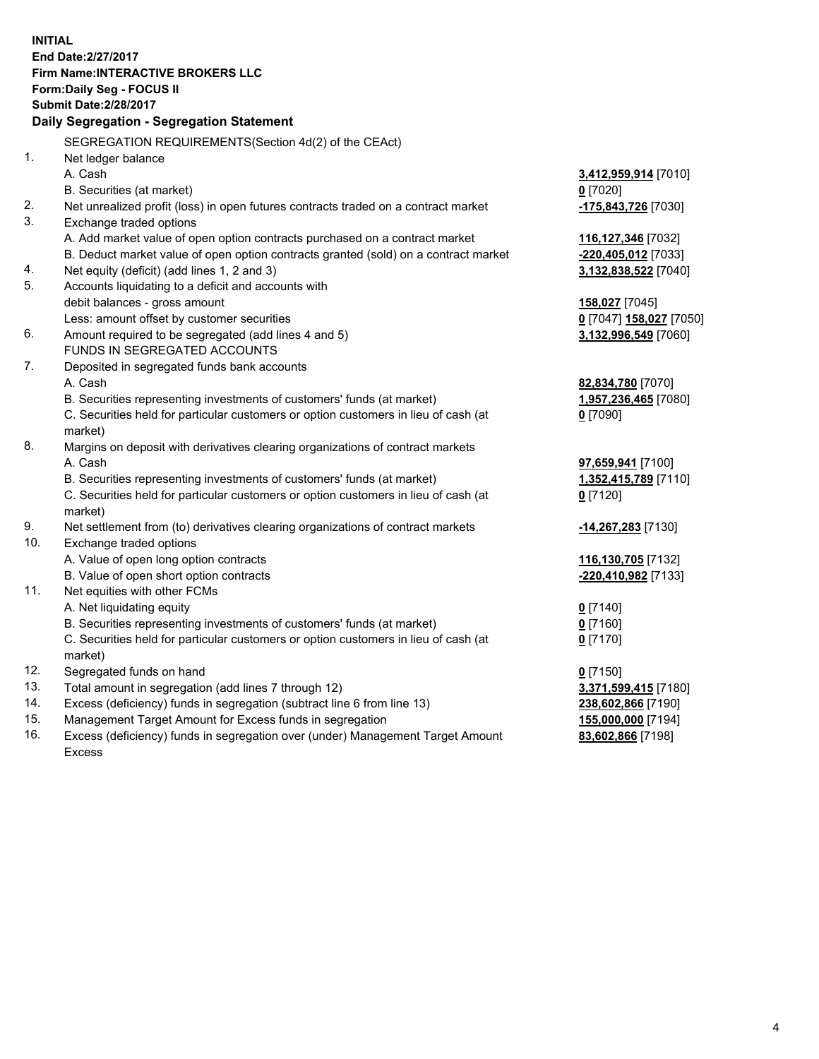**INITIAL**
**End Date:2/27/2017**
**Firm Name:INTERACTIVE BROKERS LLC**
**Form:Daily Seg - FOCUS II**
**Submit Date:2/28/2017**

## Daily Segregation - Segregation Statement

| | SEGREGATION REQUIREMENTS(Section 4d(2) of the CEAct) | |
|---|---|---|
| 1. | Net ledger balance | |
| | A. Cash | **3,412,959,914** [7010] |
| | B. Securities (at market) | **0** [7020] |
| 2. | Net unrealized profit (loss) in open futures contracts traded on a contract market | **-175,843,726** [7030] |
| 3. | Exchange traded options | |
| | A. Add market value of open option contracts purchased on a contract market | **116,127,346** [7032] |
| | B. Deduct market value of open option contracts granted (sold) on a contract market | **-220,405,012** [7033] |
| 4. | Net equity (deficit) (add lines 1, 2 and 3) | **3,132,838,522** [7040] |
| 5. | Accounts liquidating to a deficit and accounts with debit balances - gross amount | **158,027** [7045] |
| | Less: amount offset by customer securities | **0** [7047] **158,027** [7050] |
| 6. | Amount required to be segregated (add lines 4 and 5) | **3,132,996,549** [7060] |
| | FUNDS IN SEGREGATED ACCOUNTS | |
| 7. | Deposited in segregated funds bank accounts | |
| | A. Cash | **82,834,780** [7070] |
| | B. Securities representing investments of customers' funds (at market) | **1,957,236,465** [7080] |
| | C. Securities held for particular customers or option customers in lieu of cash (at market) | **0** [7090] |
| 8. | Margins on deposit with derivatives clearing organizations of contract markets | |
| | A. Cash | **97,659,941** [7100] |
| | B. Securities representing investments of customers' funds (at market) | **1,352,415,789** [7110] |
| | C. Securities held for particular customers or option customers in lieu of cash (at market) | **0** [7120] |
| 9. | Net settlement from (to) derivatives clearing organizations of contract markets | **-14,267,283** [7130] |
| 10. | Exchange traded options | |
| | A. Value of open long option contracts | **116,130,705** [7132] |
| | B. Value of open short option contracts | **-220,410,982** [7133] |
| 11. | Net equities with other FCMs | |
| | A. Net liquidating equity | **0** [7140] |
| | B. Securities representing investments of customers' funds (at market) | **0** [7160] |
| | C. Securities held for particular customers or option customers in lieu of cash (at market) | **0** [7170] |
| 12. | Segregated funds on hand | **0** [7150] |
| 13. | Total amount in segregation (add lines 7 through 12) | **3,371,599,415** [7180] |
| 14. | Excess (deficiency) funds in segregation (subtract line 6 from line 13) | **238,602,866** [7190] |
| 15. | Management Target Amount for Excess funds in segregation | **155,000,000** [7194] |
| 16. | Excess (deficiency) funds in segregation over (under) Management Target Amount Excess | **83,602,866** [7198] |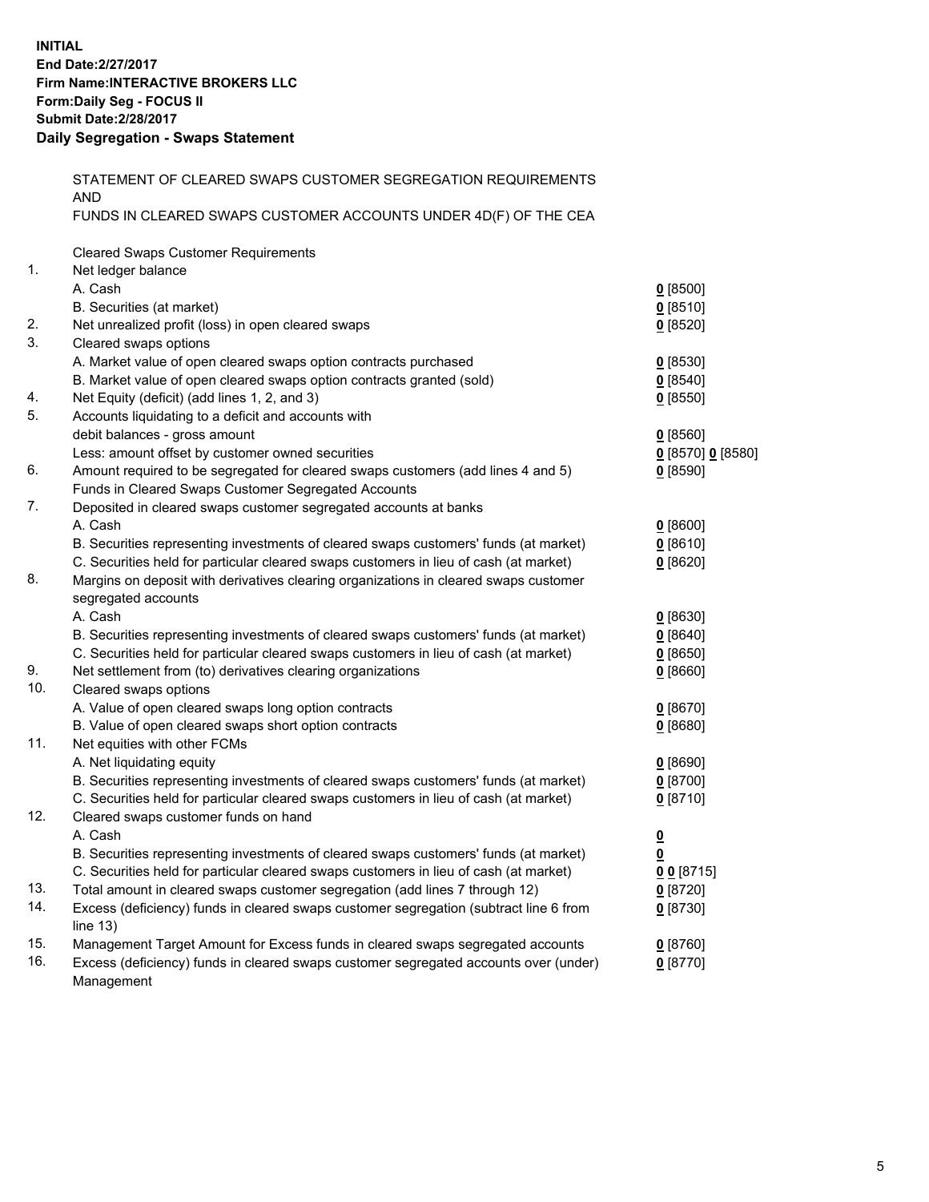**INITIAL**
**End Date:2/27/2017**
**Firm Name:INTERACTIVE BROKERS LLC**
**Form:Daily Seg - FOCUS II**
**Submit Date:2/28/2017**
**Daily Segregation - Swaps Statement**

STATEMENT OF CLEARED SWAPS CUSTOMER SEGREGATION REQUIREMENTS
AND
FUNDS IN CLEARED SWAPS CUSTOMER ACCOUNTS UNDER 4D(F) OF THE CEA

| | | |
|---|---|---|
| | Cleared Swaps Customer Requirements | |
| 1. | Net ledger balance | |
| | A. Cash | 0 [8500] |
| | B. Securities (at market) | 0 [8510] |
| 2. | Net unrealized profit (loss) in open cleared swaps | 0 [8520] |
| 3. | Cleared swaps options | |
| | A. Market value of open cleared swaps option contracts purchased | 0 [8530] |
| | B. Market value of open cleared swaps option contracts granted (sold) | 0 [8540] |
| 4. | Net Equity (deficit) (add lines 1, 2, and 3) | 0 [8550] |
| 5. | Accounts liquidating to a deficit and accounts with | |
| | debit balances - gross amount | 0 [8560] |
| | Less: amount offset by customer owned securities | 0 [8570] 0 [8580] |
| 6. | Amount required to be segregated for cleared swaps customers (add lines 4 and 5) | 0 [8590] |
| | Funds in Cleared Swaps Customer Segregated Accounts | |
| 7. | Deposited in cleared swaps customer segregated accounts at banks | |
| | A. Cash | 0 [8600] |
| | B. Securities representing investments of cleared swaps customers' funds (at market) | 0 [8610] |
| | C. Securities held for particular cleared swaps customers in lieu of cash (at market) | 0 [8620] |
| 8. | Margins on deposit with derivatives clearing organizations in cleared swaps customer segregated accounts | |
| | A. Cash | 0 [8630] |
| | B. Securities representing investments of cleared swaps customers' funds (at market) | 0 [8640] |
| | C. Securities held for particular cleared swaps customers in lieu of cash (at market) | 0 [8650] |
| 9. | Net settlement from (to) derivatives clearing organizations | 0 [8660] |
| 10. | Cleared swaps options | |
| | A. Value of open cleared swaps long option contracts | 0 [8670] |
| | B. Value of open cleared swaps short option contracts | 0 [8680] |
| 11. | Net equities with other FCMs | |
| | A. Net liquidating equity | 0 [8690] |
| | B. Securities representing investments of cleared swaps customers' funds (at market) | 0 [8700] |
| | C. Securities held for particular cleared swaps customers in lieu of cash (at market) | 0 [8710] |
| 12. | Cleared swaps customer funds on hand | |
| | A. Cash | 0 |
| | B. Securities representing investments of cleared swaps customers' funds (at market) | 0 |
| | C. Securities held for particular cleared swaps customers in lieu of cash (at market) | 0 0 [8715] |
| 13. | Total amount in cleared swaps customer segregation (add lines 7 through 12) | 0 [8720] |
| 14. | Excess (deficiency) funds in cleared swaps customer segregation (subtract line 6 from line 13) | 0 [8730] |
| 15. | Management Target Amount for Excess funds in cleared swaps segregated accounts | 0 [8760] |
| 16. | Excess (deficiency) funds in cleared swaps customer segregated accounts over (under) Management | 0 [8770] |